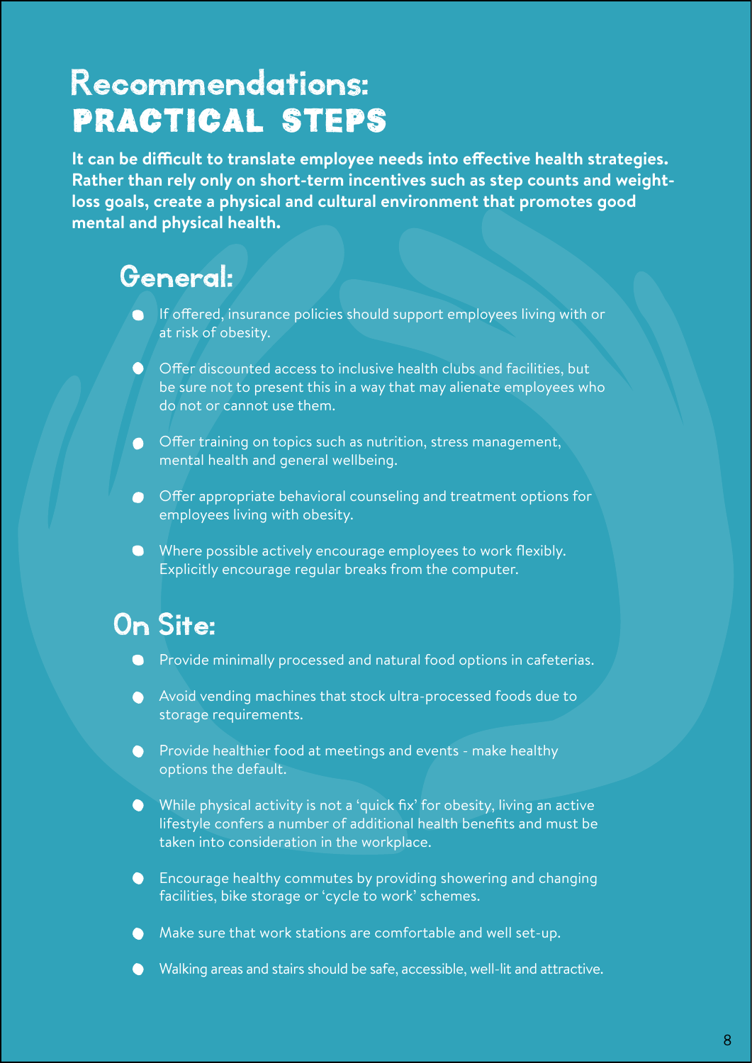# Recommendations: PRACTICAL STEPS

**It can be difficult to translate employee needs into effective health strategies. Rather than rely only on short-term incentives such as step counts and weight-loss goals, create a physical and cultural environment that promotes good mental and physical health.**

## General:

- If offered, insurance policies should support employees living with or at risk of obesity.
- Offer discounted access to inclusive health clubs and facilities, but be sure not to present this in a way that may alienate employees who do not or cannot use them.
- Offer training on topics such as nutrition, stress management, mental health and general wellbeing.
- Offer appropriate behavioral counseling and treatment options for employees living with obesity.
- Where possible actively encourage employees to work flexibly. Explicitly encourage regular breaks from the computer.

## On Site:

- Provide minimally processed and natural food options in cafeterias.
- Avoid vending machines that stock ultra-processed foods due to storage requirements.
- Provide healthier food at meetings and events - make healthy options the default.
- While physical activity is not a 'quick fix' for obesity, living an active lifestyle confers a number of additional health benefits and must be taken into consideration in the workplace.
- Encourage healthy commutes by providing showering and changing facilities, bike storage or 'cycle to work' schemes.
- Make sure that work stations are comfortable and well set-up.
- Walking areas and stairs should be safe, accessible, well-lit and attractive.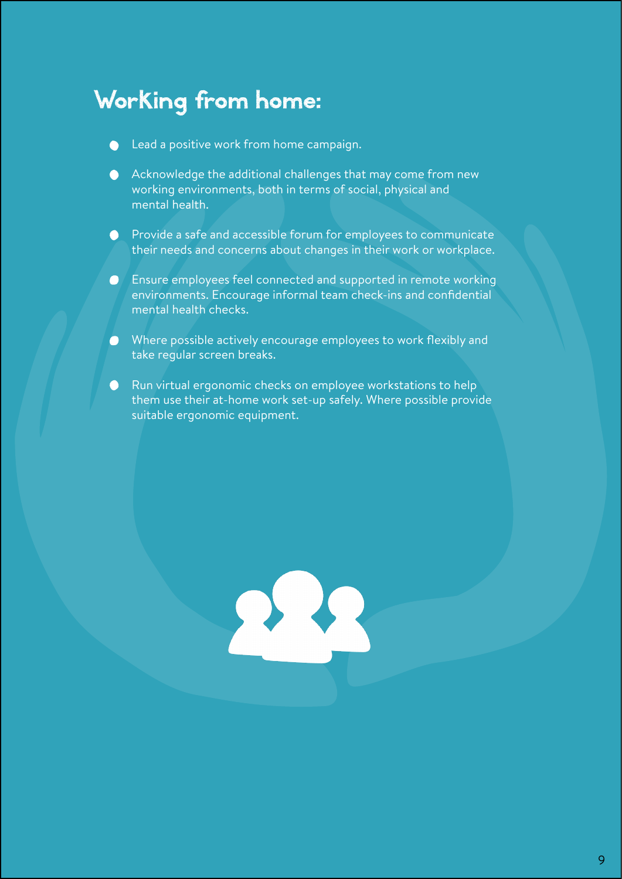## Working from home:

- Lead a positive work from home campaign.
- Acknowledge the additional challenges that may come from new working environments, both in terms of social, physical and mental health.
- Provide a safe and accessible forum for employees to communicate their needs and concerns about changes in their work or workplace.
- Ensure employees feel connected and supported in remote working environments. Encourage informal team check-ins and confidential mental health checks.
- Where possible actively encourage employees to work flexibly and take regular screen breaks.
- Run virtual ergonomic checks on employee workstations to help them use their at-home work set-up safely. Where possible provide suitable ergonomic equipment.